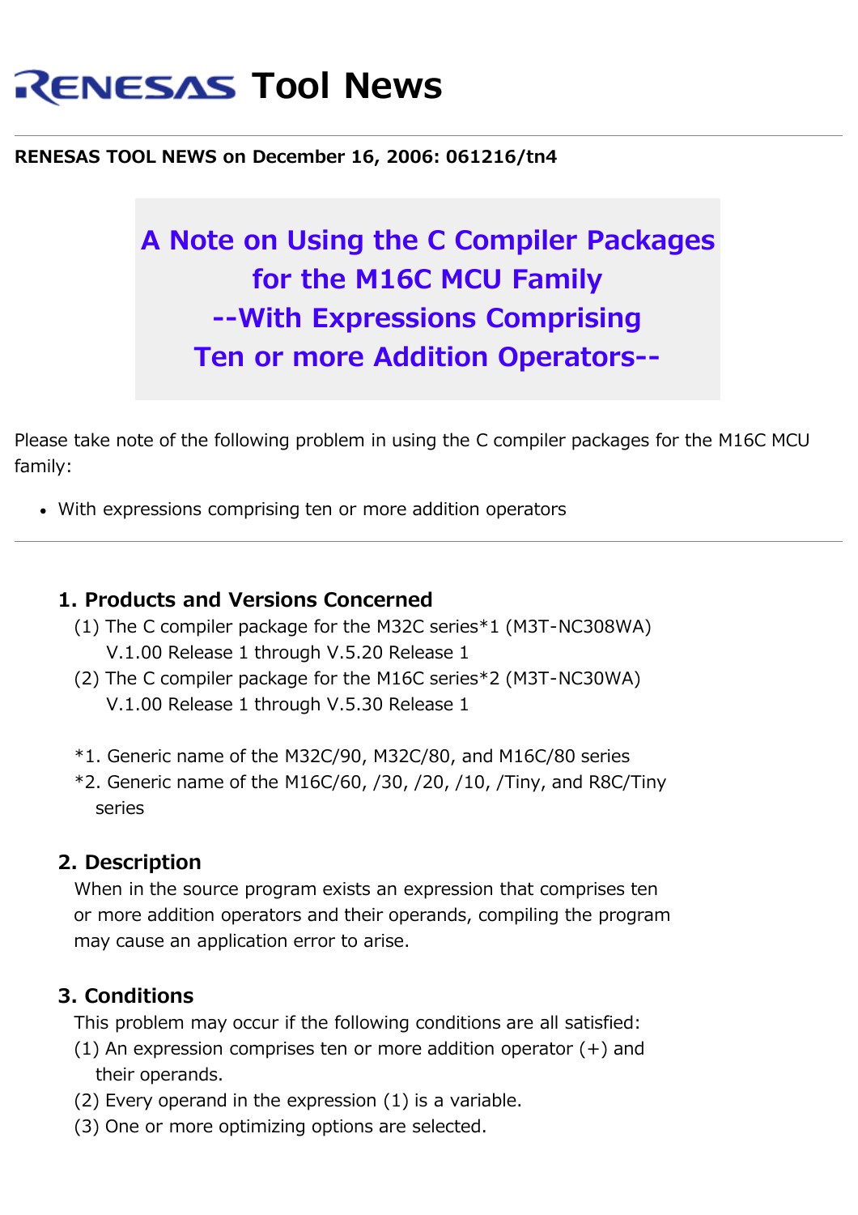# RENESAS Tool News

**RENESAS TOOL NEWS on December 16, 2006: 061216/tn4**

## A Note on Using the C Compiler Packages for the M16C MCU Family --With Expressions Comprising Ten or more Addition Operators--

Please take note of the following problem in using the C compiler packages for the M16C MCU family:

- With expressions comprising ten or more addition operators

---

### 1. Products and Versions Concerned

(1) The C compiler package for the M32C series*1 (M3T-NC308WA)
V.1.00 Release 1 through V.5.20 Release 1

(2) The C compiler package for the M16C series*2 (M3T-NC30WA)
V.1.00 Release 1 through V.5.30 Release 1

*1. Generic name of the M32C/90, M32C/80, and M16C/80 series

*2. Generic name of the M16C/60, /30, /20, /10, /Tiny, and R8C/Tiny series

### 2. Description

When in the source program exists an expression that comprises ten or more addition operators and their operands, compiling the program may cause an application error to arise.

### 3. Conditions

This problem may occur if the following conditions are all satisfied:

(1) An expression comprises ten or more addition operator (+) and their operands.

(2) Every operand in the expression (1) is a variable.

(3) One or more optimizing options are selected.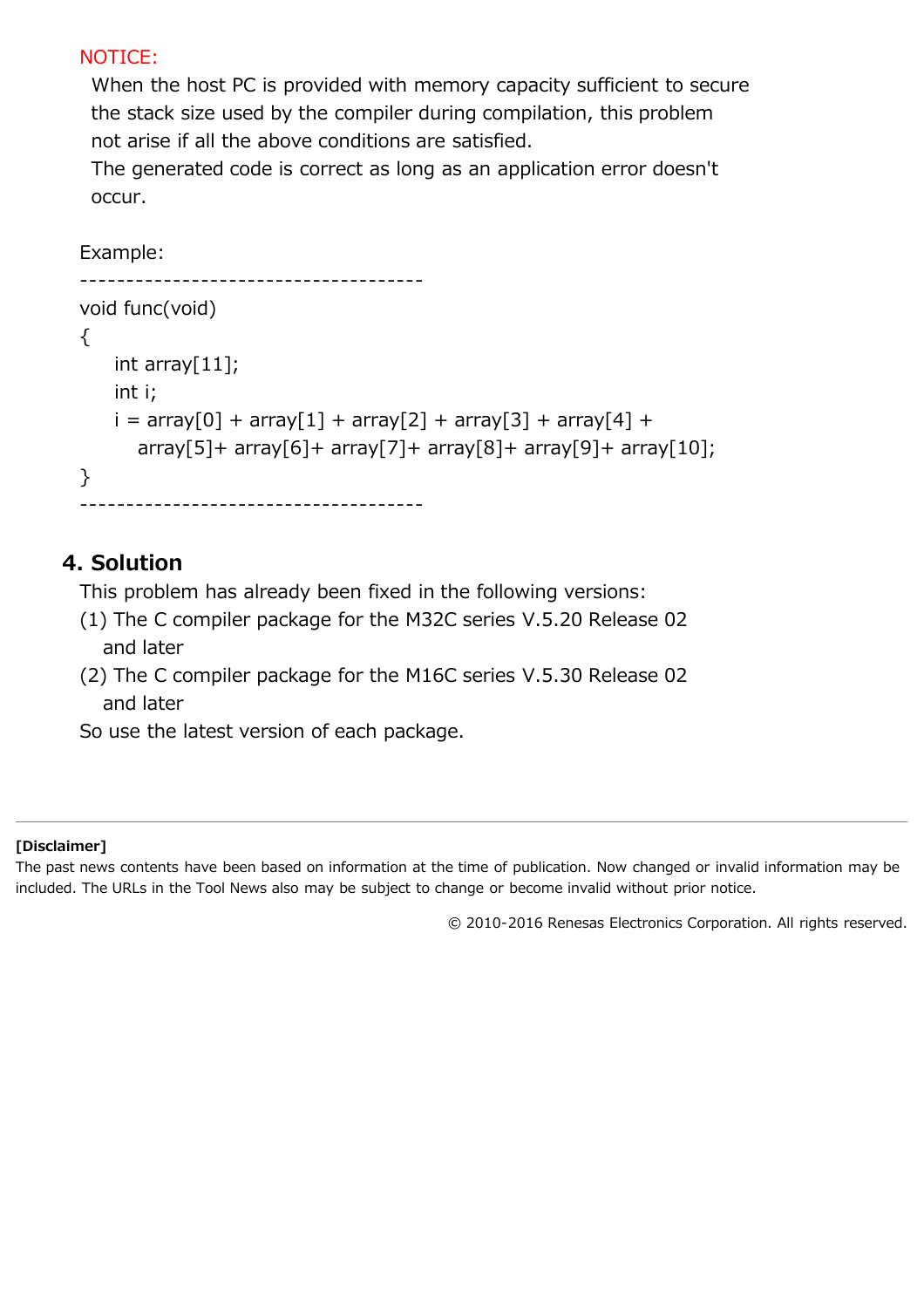NOTICE:

When the host PC is provided with memory capacity sufficient to secure the stack size used by the compiler during compilation, this problem not arise if all the above conditions are satisfied.
The generated code is correct as long as an application error doesn't occur.

Example:

```
-------------------------------------
void func(void)
{
    int array[11];
    int i;
    i = array[0] + array[1] + array[2] + array[3] + array[4] +
      array[5]+ array[6]+ array[7]+ array[8]+ array[9]+ array[10];
}
-------------------------------------
```

## 4. Solution

This problem has already been fixed in the following versions:

(1) The C compiler package for the M32C series V.5.20 Release 02 and later

(2) The C compiler package for the M16C series V.5.30 Release 02 and later

So use the latest version of each package.

---

**[Disclaimer]**
The past news contents have been based on information at the time of publication. Now changed or invalid information may be included. The URLs in the Tool News also may be subject to change or become invalid without prior notice.

© 2010-2016 Renesas Electronics Corporation. All rights reserved.